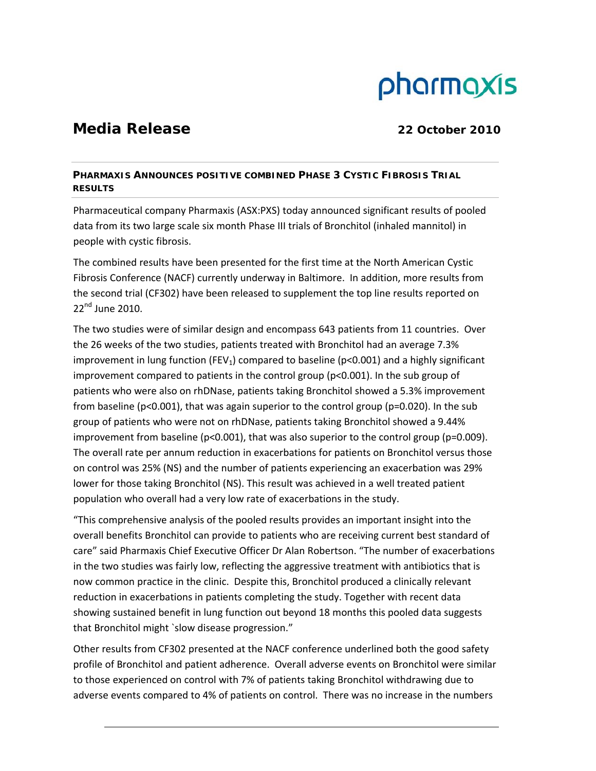# Media Release

**22 October 2010**

## PHARMAXIS ANNOUNCES POSITIVE COMBINED PHASE 3 CYSTIC FIBROSIS TRIAL RESULTS

Pharmaceutical company Pharmaxis (ASX:PXS) today announced significant results of pooled data from its two large scale six month Phase III trials of Bronchitol (inhaled mannitol) in people with cystic fibrosis.

The combined results have been presented for the first time at the North American Cystic Fibrosis Conference (NACF) currently underway in Baltimore. In addition, more results from the second trial (CF302) have been released to supplement the top line results reported on 22nd June 2010.

The two studies were of similar design and encompass 643 patients from 11 countries. Over the 26 weeks of the two studies, patients treated with Bronchitol had an average 7.3% improvement in lung function ($FEV_1$) compared to baseline ($p<0.001$) and a highly significant improvement compared to patients in the control group ($p<0.001$). In the sub group of patients who were also on rhDNase, patients taking Bronchitol showed a 5.3% improvement from baseline ($p<0.001$), that was again superior to the control group ($p=0.020$). In the sub group of patients who were not on rhDNase, patients taking Bronchitol showed a 9.44% improvement from baseline ($p<0.001$), that was also superior to the control group ($p=0.009$). The overall rate per annum reduction in exacerbations for patients on Bronchitol versus those on control was 25% (NS) and the number of patients experiencing an exacerbation was 29% lower for those taking Bronchitol (NS). This result was achieved in a well treated patient population who overall had a very low rate of exacerbations in the study.

"This comprehensive analysis of the pooled results provides an important insight into the overall benefits Bronchitol can provide to patients who are receiving current best standard of care" said Pharmaxis Chief Executive Officer Dr Alan Robertson. "The number of exacerbations in the two studies was fairly low, reflecting the aggressive treatment with antibiotics that is now common practice in the clinic. Despite this, Bronchitol produced a clinically relevant reduction in exacerbations in patients completing the study. Together with recent data showing sustained benefit in lung function out beyond 18 months this pooled data suggests that Bronchitol might `slow disease progression."

Other results from CF302 presented at the NACF conference underlined both the good safety profile of Bronchitol and patient adherence. Overall adverse events on Bronchitol were similar to those experienced on control with 7% of patients taking Bronchitol withdrawing due to adverse events compared to 4% of patients on control. There was no increase in the numbers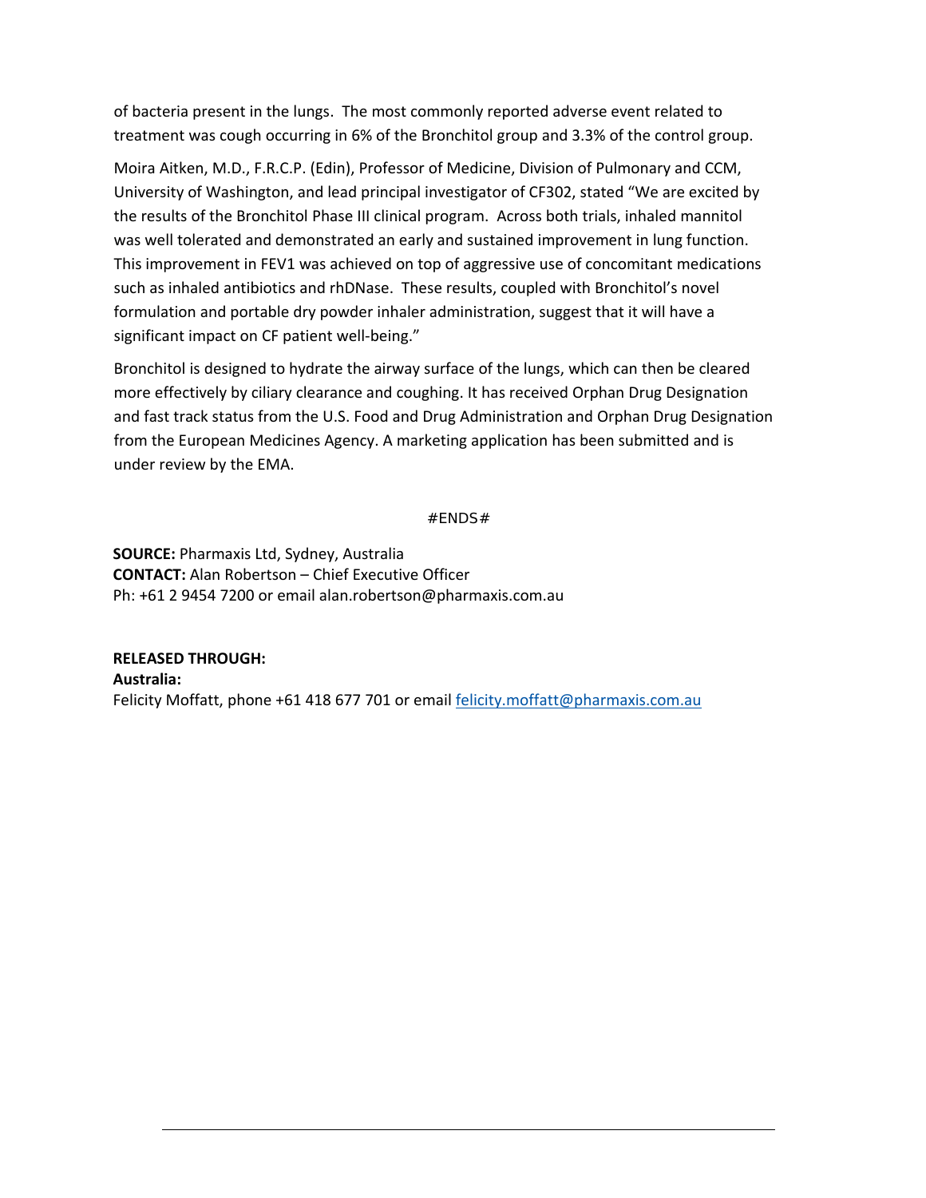of bacteria present in the lungs. The most commonly reported adverse event related to treatment was cough occurring in 6% of the Bronchitol group and 3.3% of the control group.

Moira Aitken, M.D., F.R.C.P. (Edin), Professor of Medicine, Division of Pulmonary and CCM, University of Washington, and lead principal investigator of CF302, stated "We are excited by the results of the Bronchitol Phase III clinical program. Across both trials, inhaled mannitol was well tolerated and demonstrated an early and sustained improvement in lung function. This improvement in FEV1 was achieved on top of aggressive use of concomitant medications such as inhaled antibiotics and rhDNase. These results, coupled with Bronchitol's novel formulation and portable dry powder inhaler administration, suggest that it will have a significant impact on CF patient well-being."

Bronchitol is designed to hydrate the airway surface of the lungs, which can then be cleared more effectively by ciliary clearance and coughing. It has received Orphan Drug Designation and fast track status from the U.S. Food and Drug Administration and Orphan Drug Designation from the European Medicines Agency. A marketing application has been submitted and is under review by the EMA.

#ENDS#

**SOURCE:** Pharmaxis Ltd, Sydney, Australia
**CONTACT:** Alan Robertson – Chief Executive Officer
Ph: +61 2 9454 7200 or email alan.robertson@pharmaxis.com.au

**RELEASED THROUGH:**
**Australia:**
Felicity Moffatt, phone +61 418 677 701 or email felicity.moffatt@pharmaxis.com.au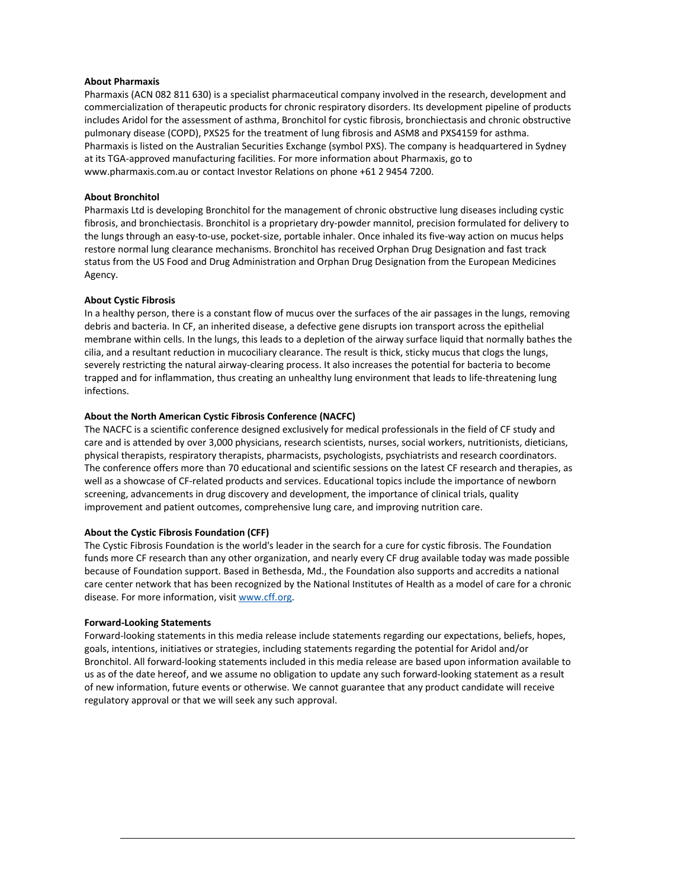**About Pharmaxis**

Pharmaxis (ACN 082 811 630) is a specialist pharmaceutical company involved in the research, development and commercialization of therapeutic products for chronic respiratory disorders. Its development pipeline of products includes Aridol for the assessment of asthma, Bronchitol for cystic fibrosis, bronchiectasis and chronic obstructive pulmonary disease (COPD), PXS25 for the treatment of lung fibrosis and ASM8 and PXS4159 for asthma. Pharmaxis is listed on the Australian Securities Exchange (symbol PXS). The company is headquartered in Sydney at its TGA-approved manufacturing facilities. For more information about Pharmaxis, go to www.pharmaxis.com.au or contact Investor Relations on phone +61 2 9454 7200.

**About Bronchitol**

Pharmaxis Ltd is developing Bronchitol for the management of chronic obstructive lung diseases including cystic fibrosis, and bronchiectasis. Bronchitol is a proprietary dry-powder mannitol, precision formulated for delivery to the lungs through an easy-to-use, pocket-size, portable inhaler. Once inhaled its five-way action on mucus helps restore normal lung clearance mechanisms. Bronchitol has received Orphan Drug Designation and fast track status from the US Food and Drug Administration and Orphan Drug Designation from the European Medicines Agency.

**About Cystic Fibrosis**

In a healthy person, there is a constant flow of mucus over the surfaces of the air passages in the lungs, removing debris and bacteria. In CF, an inherited disease, a defective gene disrupts ion transport across the epithelial membrane within cells. In the lungs, this leads to a depletion of the airway surface liquid that normally bathes the cilia, and a resultant reduction in mucociliary clearance. The result is thick, sticky mucus that clogs the lungs, severely restricting the natural airway-clearing process. It also increases the potential for bacteria to become trapped and for inflammation, thus creating an unhealthy lung environment that leads to life-threatening lung infections.

**About the North American Cystic Fibrosis Conference (NACFC)**

The NACFC is a scientific conference designed exclusively for medical professionals in the field of CF study and care and is attended by over 3,000 physicians, research scientists, nurses, social workers, nutritionists, dieticians, physical therapists, respiratory therapists, pharmacists, psychologists, psychiatrists and research coordinators. The conference offers more than 70 educational and scientific sessions on the latest CF research and therapies, as well as a showcase of CF-related products and services. Educational topics include the importance of newborn screening, advancements in drug discovery and development, the importance of clinical trials, quality improvement and patient outcomes, comprehensive lung care, and improving nutrition care.

**About the Cystic Fibrosis Foundation (CFF)**

The Cystic Fibrosis Foundation is the world's leader in the search for a cure for cystic fibrosis. The Foundation funds more CF research than any other organization, and nearly every CF drug available today was made possible because of Foundation support. Based in Bethesda, Md., the Foundation also supports and accredits a national care center network that has been recognized by the National Institutes of Health as a model of care for a chronic disease. For more information, visit www.cff.org.

**Forward-Looking Statements**

Forward-looking statements in this media release include statements regarding our expectations, beliefs, hopes, goals, intentions, initiatives or strategies, including statements regarding the potential for Aridol and/or Bronchitol. All forward-looking statements included in this media release are based upon information available to us as of the date hereof, and we assume no obligation to update any such forward-looking statement as a result of new information, future events or otherwise. We cannot guarantee that any product candidate will receive regulatory approval or that we will seek any such approval.